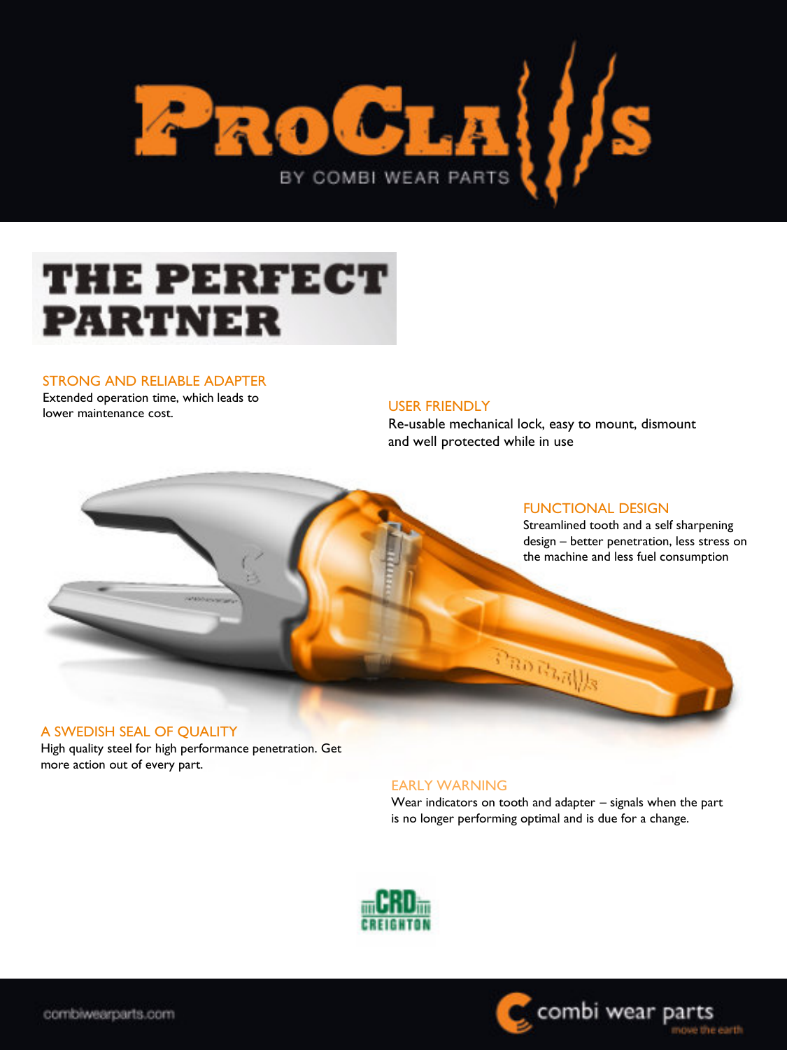# ProClaws

BY COMBI WEAR PARTS

## THE PERFECT PARTNER

### STRONG AND RELIABLE ADAPTER

Extended operation time, which leads to lower maintenance cost.

### USER FRIENDLY

Re-usable mechanical lock, easy to mount, dismount and well protected while in use

### FUNCTIONAL DESIGN

Streamlined tooth and a self sharpening design – better penetration, less stress on the machine and less fuel consumption

### A SWEDISH SEAL OF QUALITY

High quality steel for high performance penetration. Get more action out of every part.

### EARLY WARNING

Wear indicators on tooth and adapter – signals when the part is no longer performing optimal and is due for a change.

CRD CREIGHTON

combiwearparts.com

combi wear parts
move the earth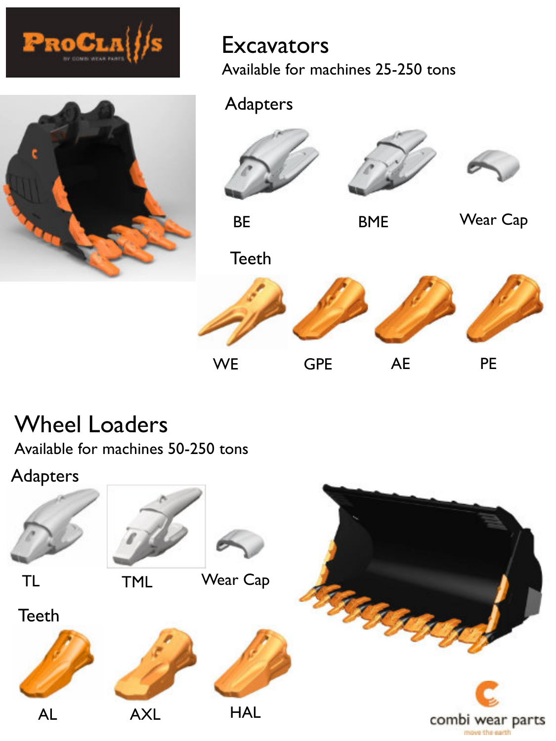## Excavators

Available for machines 25-250 tons

### Adapters

BE

BME

Wear Cap

### Teeth

WE

GPE

AE

PE

## Wheel Loaders

Available for machines 50-250 tons

### Adapters

TL

TML

Wear Cap

### Teeth

AL

AXL

HAL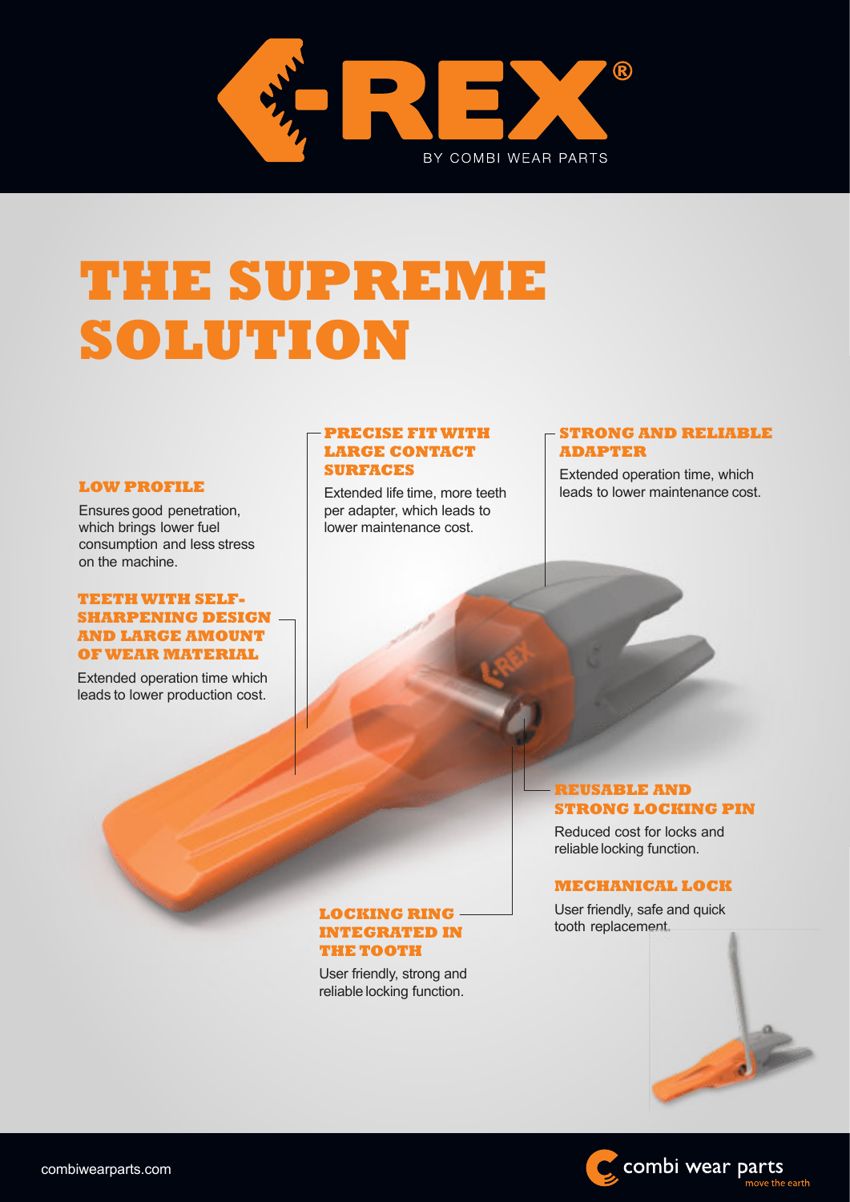# THE SUPREME SOLUTION

### LOW PROFILE

Ensures good penetration, which brings lower fuel consumption and less stress on the machine.

### TEETH WITH SELF-SHARPENING DESIGN AND LARGE AMOUNT OF WEAR MATERIAL

Extended operation time which leads to lower production cost.

### PRECISE FIT WITH LARGE CONTACT SURFACES

Extended life time, more teeth per adapter, which leads to lower maintenance cost.

### STRONG AND RELIABLE ADAPTER

Extended operation time, which leads to lower maintenance cost.

### REUSABLE AND STRONG LOCKING PIN

Reduced cost for locks and reliable locking function.

### MECHANICAL LOCK

User friendly, safe and quick tooth replacement.

### LOCKING RING INTEGRATED IN THE TOOTH

User friendly, strong and reliable locking function.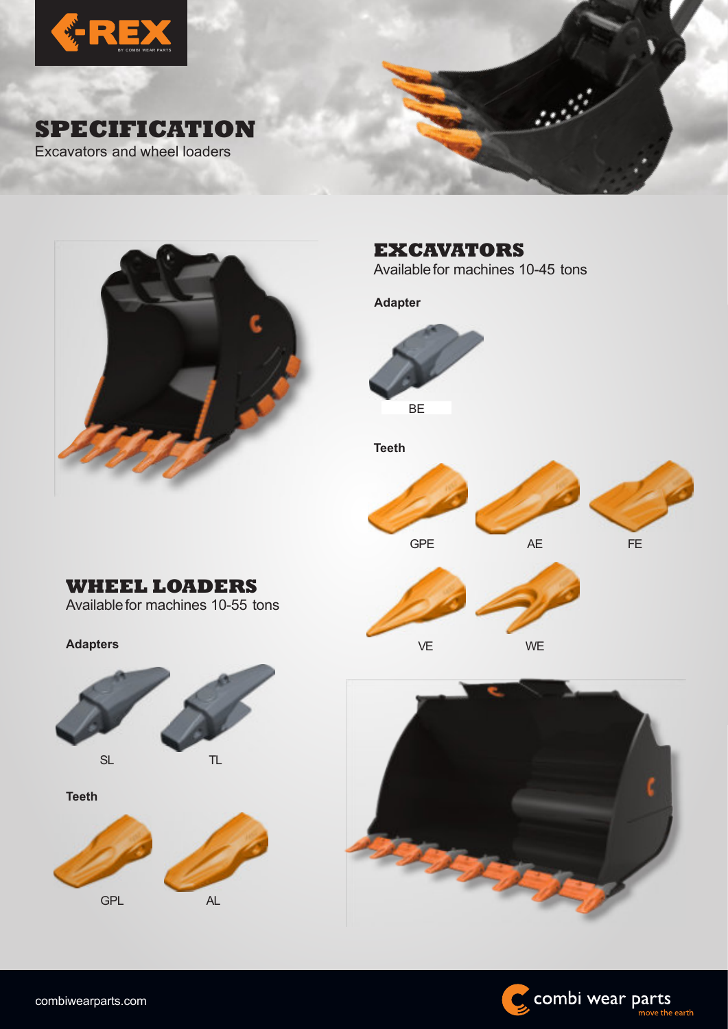# SPECIFICATION

Excavators and wheel loaders

## EXCAVATORS

Available for machines 10-45 tons

**Adapter**

BE

**Teeth**

GPE

AE

FE

VE

WE

## WHEEL LOADERS

Available for machines 10-55 tons

**Adapters**

SL

TL

**Teeth**

GPL

AL

combiwearparts.com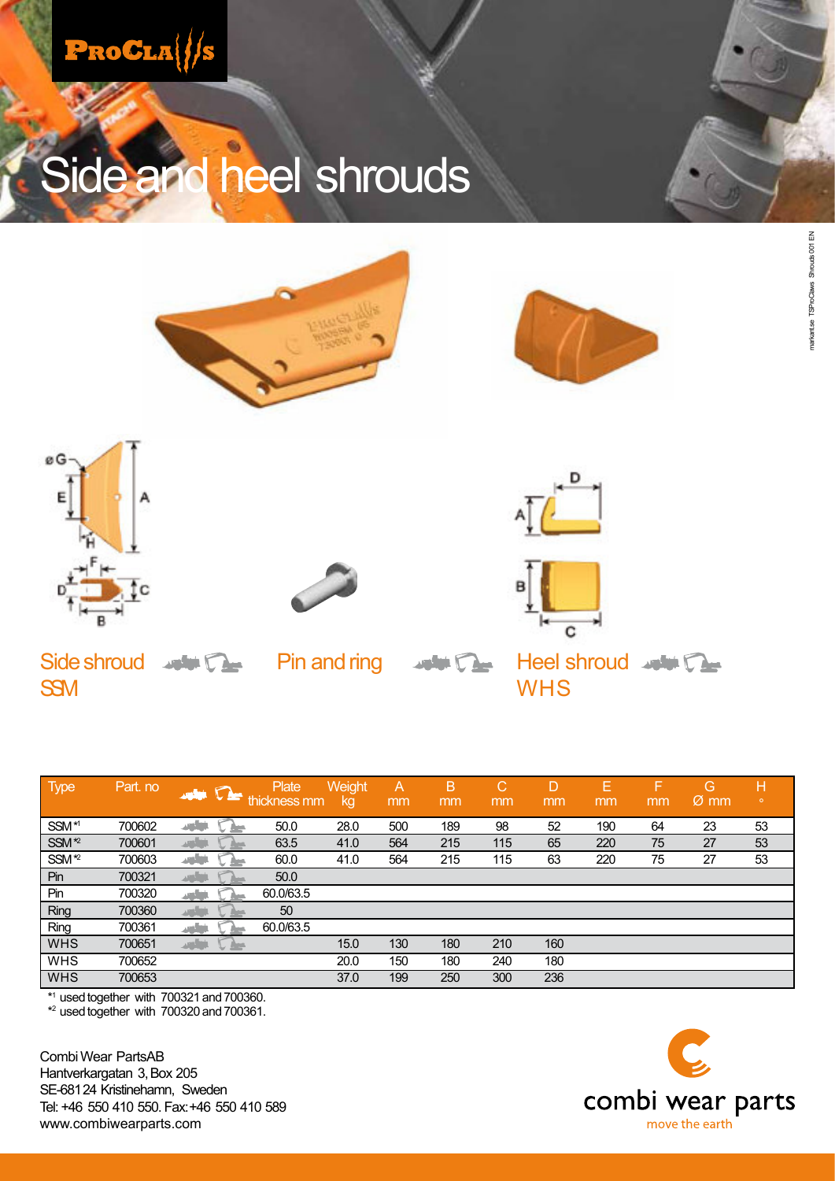# Side and heel shrouds

## Side shroud SSM

## Pin and ring

## Heel shroud WHS

| Type | Part. no | | Plate thickness mm | Weight kg | A mm | B mm | C mm | D mm | E mm | F mm | G Ø mm | H ° |
|---|---|---|---|---|---|---|---|---|---|---|---|---|
| SSM [*1] | 700602 | | 50.0 | 28.0 | 500 | 189 | 98 | 52 | 190 | 64 | 23 | 53 |
| SSM [*2] | 700601 | | 63.5 | 41.0 | 564 | 215 | 115 | 65 | 220 | 75 | 27 | 53 |
| SSM [*2] | 700603 | | 60.0 | 41.0 | 564 | 215 | 115 | 63 | 220 | 75 | 27 | 53 |
| Pin | 700321 | | 50.0 | | | | | | | | | |
| Pin | 700320 | | 60.0/63.5 | | | | | | | | | |
| Ring | 700360 | | 50 | | | | | | | | | |
| Ring | 700361 | | 60.0/63.5 | | | | | | | | | |
| WHS | 700651 | | | 15.0 | 130 | 180 | 210 | 160 | | | | |
| WHS | 700652 | | | 20.0 | 150 | 180 | 240 | 180 | | | | |
| WHS | 700653 | | | 37.0 | 199 | 250 | 300 | 236 | | | | |

[*1] used together with 700321 and 700360.
[*2] used together with 700320 and 700361.

Combi Wear Parts AB
Hantverkargatan 3, Box 205
SE-681 24 Kristinehamn, Sweden
Tel: +46 550 410 550. Fax: +46 550 410 589
www.combiwearparts.com

combi wear parts
move the earth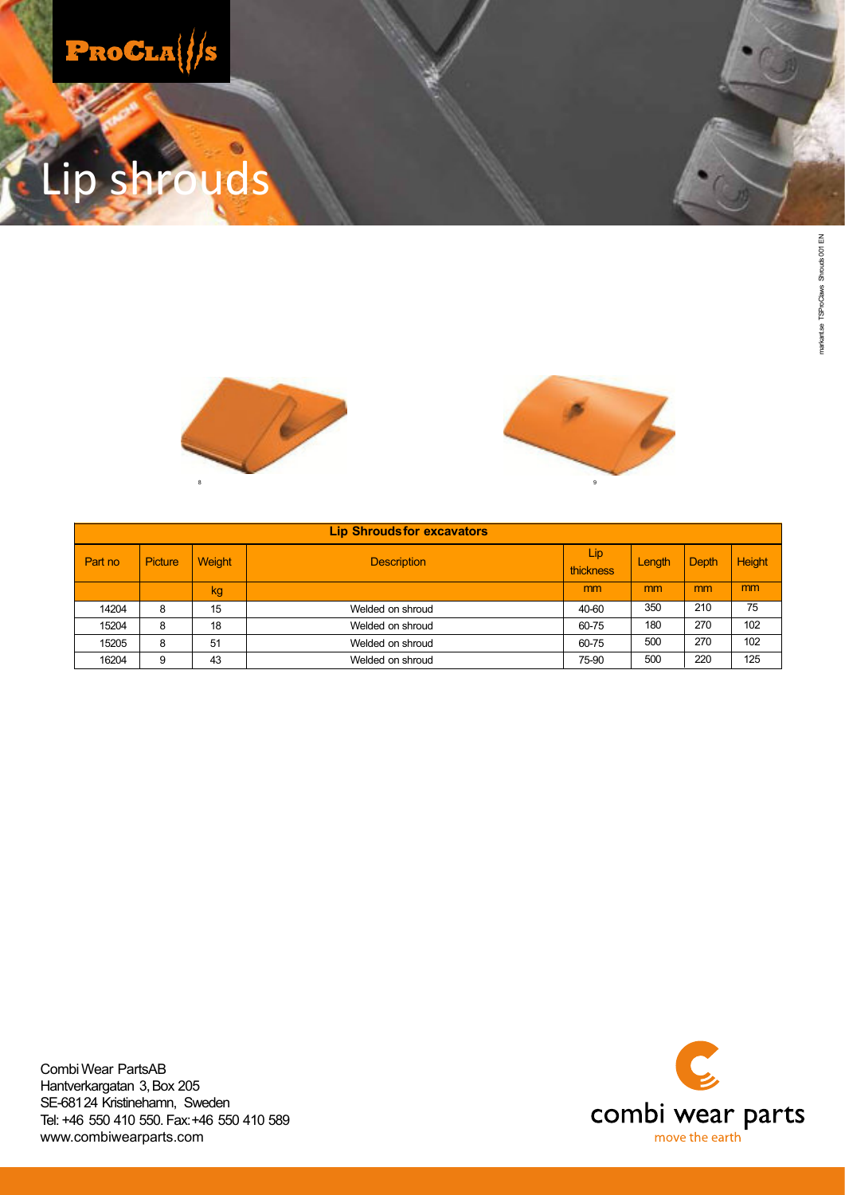# Lip shrouds

8

9

| Lip Shrouds for excavators | | | | | | | |
|---|---|---|---|---|---|---|---|
| Part no | Picture | Weight | Description | Lip thickness | Length | Depth | Height |
| | | kg | | mm | mm | mm | mm |
| 14204 | 8 | 15 | Welded on shroud | 40-60 | 350 | 210 | 75 |
| 15204 | 8 | 18 | Welded on shroud | 60-75 | 180 | 270 | 102 |
| 15205 | 8 | 51 | Welded on shroud | 60-75 | 500 | 270 | 102 |
| 16204 | 9 | 43 | Welded on shroud | 75-90 | 500 | 220 | 125 |

Combi Wear PartsAB
Hantverkargatan 3, Box 205
SE-681 24 Kristinehamn, Sweden
Tel: +46 550 410 550. Fax: +46 550 410 589
www.combiwearparts.com

combi wear parts
move the earth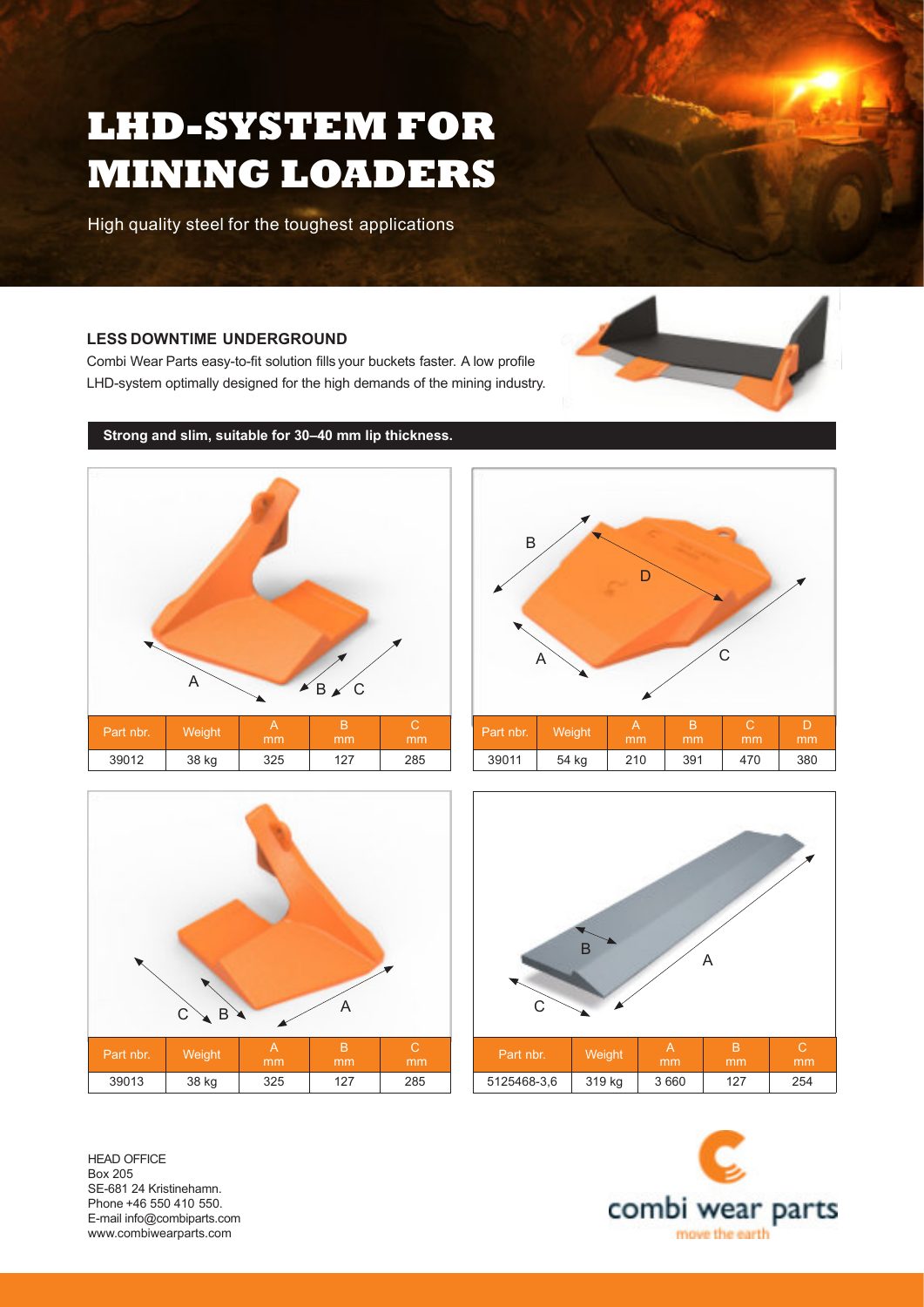# LHD-SYSTEM FOR MINING LOADERS

High quality steel for the toughest applications

### LESS DOWNTIME UNDERGROUND

Combi Wear Parts easy-to-fit solution fills your buckets faster. A low profile LHD-system optimally designed for the high demands of the mining industry.

**Strong and slim, suitable for 30–40 mm lip thickness.**

| Part nbr. | Weight | A mm | B mm | C mm |
|---|---|---|---|---|
| 39012 | 38 kg | 325 | 127 | 285 |

| Part nbr. | Weight | A mm | B mm | C mm | D mm |
|---|---|---|---|---|---|
| 39011 | 54 kg | 210 | 391 | 470 | 380 |

| Part nbr. | Weight | A mm | B mm | C mm |
|---|---|---|---|---|
| 39013 | 38 kg | 325 | 127 | 285 |

| Part nbr. | Weight | A mm | B mm | C mm |
|---|---|---|---|---|
| 5125468-3,6 | 319 kg | 3 660 | 127 | 254 |

HEAD OFFICE
Box 205
SE-681 24 Kristinehamn.
Phone +46 550 410 550.
E-mail info@combiparts.com
www.combiwearparts.com

combi wear parts
move the earth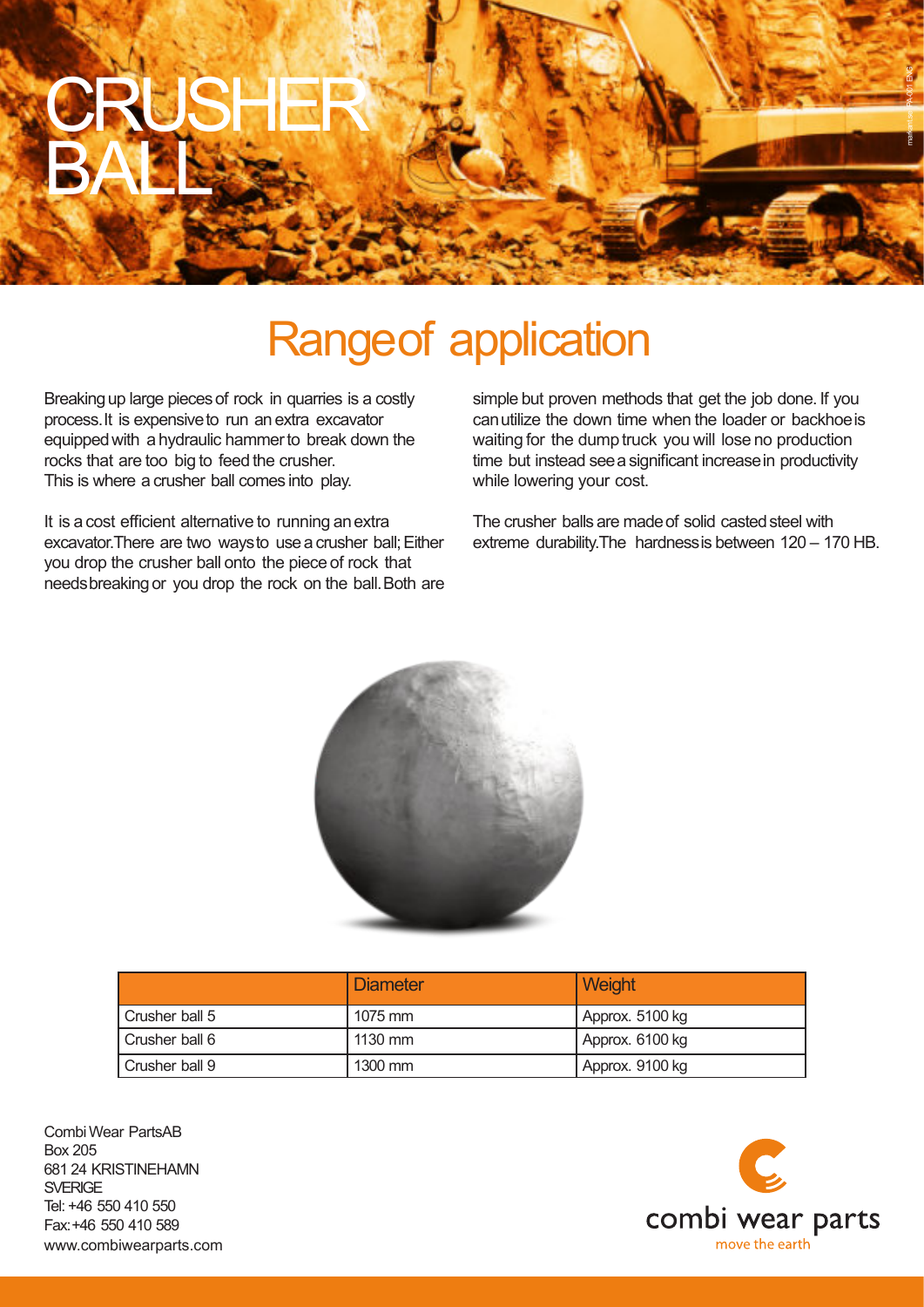# CRUSHER BALL

## Range of application

Breaking up large pieces of rock in quarries is a costly process. It is expensive to run an extra excavator equipped with a hydraulic hammer to break down the rocks that are too big to feed the crusher. This is where a crusher ball comes into play.

It is a cost efficient alternative to running an extra excavator. There are two ways to use a crusher ball; Either you drop the crusher ball onto the piece of rock that needs breaking or you drop the rock on the ball. Both are simple but proven methods that get the job done. If you can utilize the down time when the loader or backhoe is waiting for the dump truck you will lose no production time but instead see a significant increase in productivity while lowering your cost.

The crusher balls are made of solid casted steel with extreme durability. The hardness is between 120 – 170 HB.

| | Diameter | Weight |
|---|---|---|
| Crusher ball 5 | 1075 mm | Approx. 5100 kg |
| Crusher ball 6 | 1130 mm | Approx. 6100 kg |
| Crusher ball 9 | 1300 mm | Approx. 9100 kg |

Combi Wear Parts AB
Box 205
681 24 KRISTINEHAMN
SVERIGE
Tel: +46 550 410 550
Fax: +46 550 410 589
www.combiwearparts.com

combi wear parts
move the earth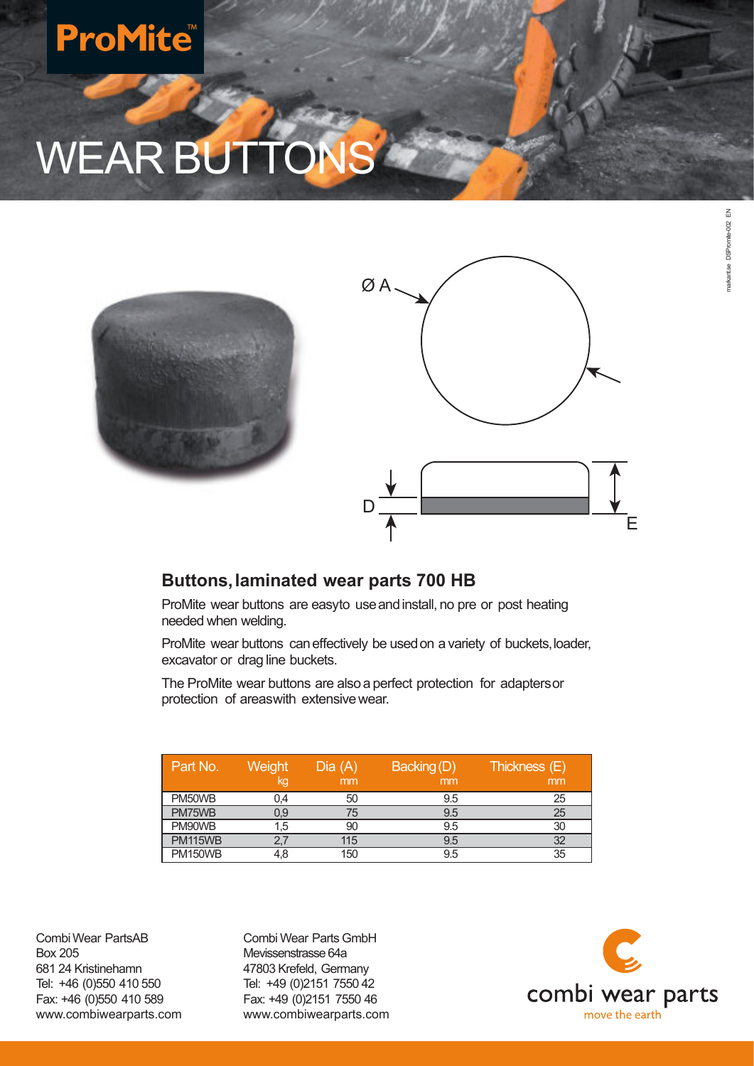# WEAR BUTTONS

ProMite™

Ø A

D

E

## Buttons, laminated wear parts 700 HB

ProMite wear buttons are easyto use and install, no pre or post heating needed when welding.

ProMite wear buttons can effectively be used on a variety of buckets, loader, excavator or drag line buckets.

The ProMite wear buttons are also a perfect protection for adapters or protection of areaswith extensive wear.

| Part No. | Weight kg | Dia (A) mm | Backing (D) mm | Thickness (E) mm |
|---|---|---|---|---|
| PM50WB | 0,4 | 50 | 9.5 | 25 |
| PM75WB | 0,9 | 75 | 9.5 | 25 |
| PM90WB | 1,5 | 90 | 9.5 | 30 |
| PM115WB | 2,7 | 115 | 9.5 | 32 |
| PM150WB | 4,8 | 150 | 9.5 | 35 |

Combi Wear PartsAB
Box 205
681 24 Kristinehamn
Tel: +46 (0)550 410 550
Fax: +46 (0)550 410 589
www.combiwearparts.com

Combi Wear Parts GmbH
Mevissenstrasse 64a
47803 Krefeld, Germany
Tel: +49 (0)2151 7550 42
Fax: +49 (0)2151 7550 46
www.combiwearparts.com

combi wear parts
move the earth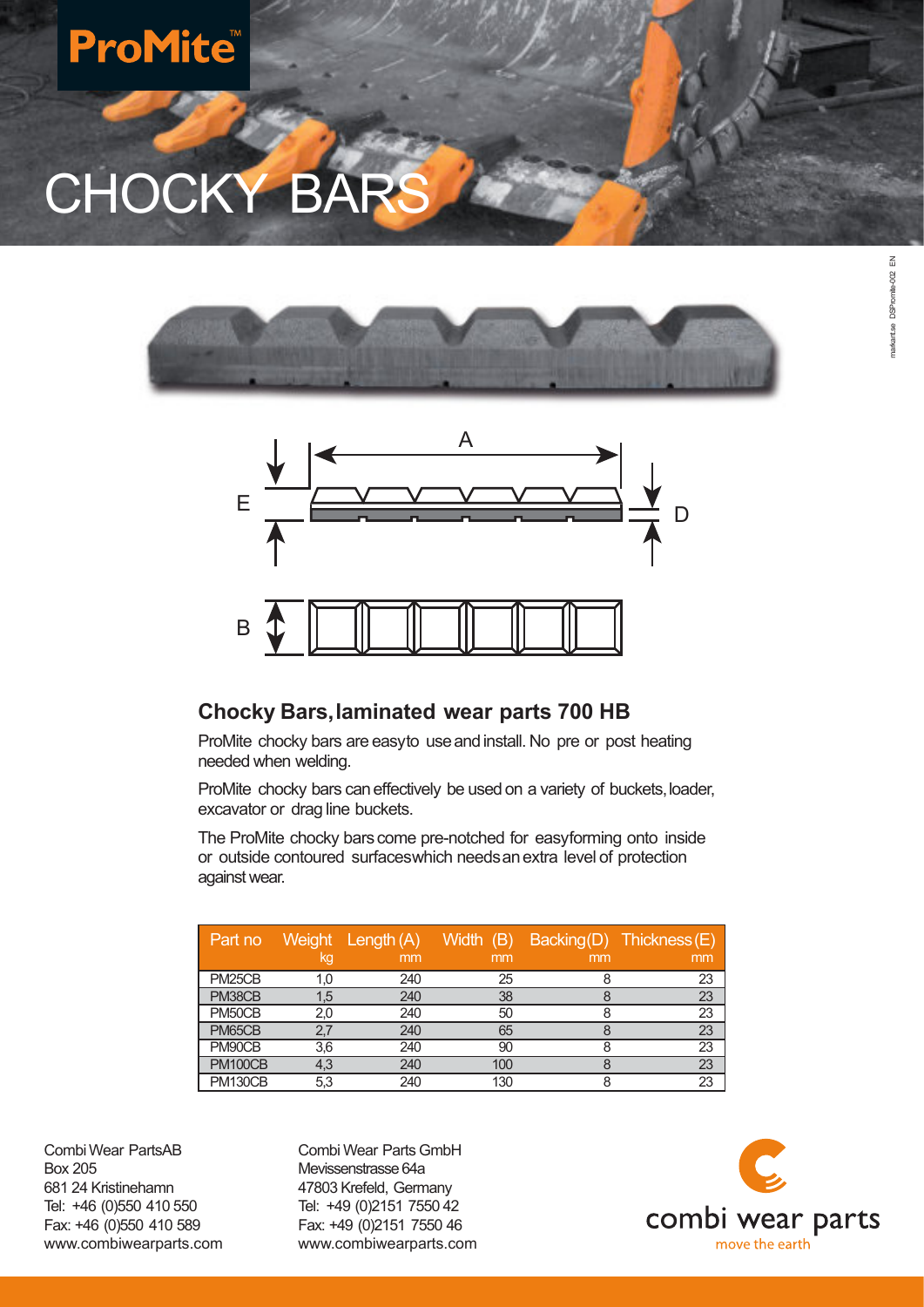ProMite™

# CHOCKY BARS

A

E

D

B

## Chocky Bars, laminated wear parts 700 HB

ProMite chocky bars are easyto use and install. No pre or post heating needed when welding.

ProMite chocky bars can effectively be used on a variety of buckets, loader, excavator or drag line buckets.

The ProMite chocky bars come pre-notched for easyforming onto inside or outside contoured surfaceswhich needs an extra level of protection against wear.

| Part no | Weight kg | Length (A) mm | Width (B) mm | Backing(D) mm | Thickness (E) mm |
|---|---|---|---|---|---|
| PM25CB | 1,0 | 240 | 25 | 8 | 23 |
| PM38CB | 1,5 | 240 | 38 | 8 | 23 |
| PM50CB | 2,0 | 240 | 50 | 8 | 23 |
| PM65CB | 2,7 | 240 | 65 | 8 | 23 |
| PM90CB | 3,6 | 240 | 90 | 8 | 23 |
| PM100CB | 4,3 | 240 | 100 | 8 | 23 |
| PM130CB | 5,3 | 240 | 130 | 8 | 23 |

Combi Wear PartsAB
Box 205
681 24 Kristinehamn
Tel: +46 (0)550 410 550
Fax: +46 (0)550 410 589
www.combiwearparts.com

Combi Wear Parts GmbH
Mevissenstrasse 64a
47803 Krefeld, Germany
Tel: +49 (0)2151 7550 42
Fax: +49 (0)2151 7550 46
www.combiwearparts.com

combi wear parts
move the earth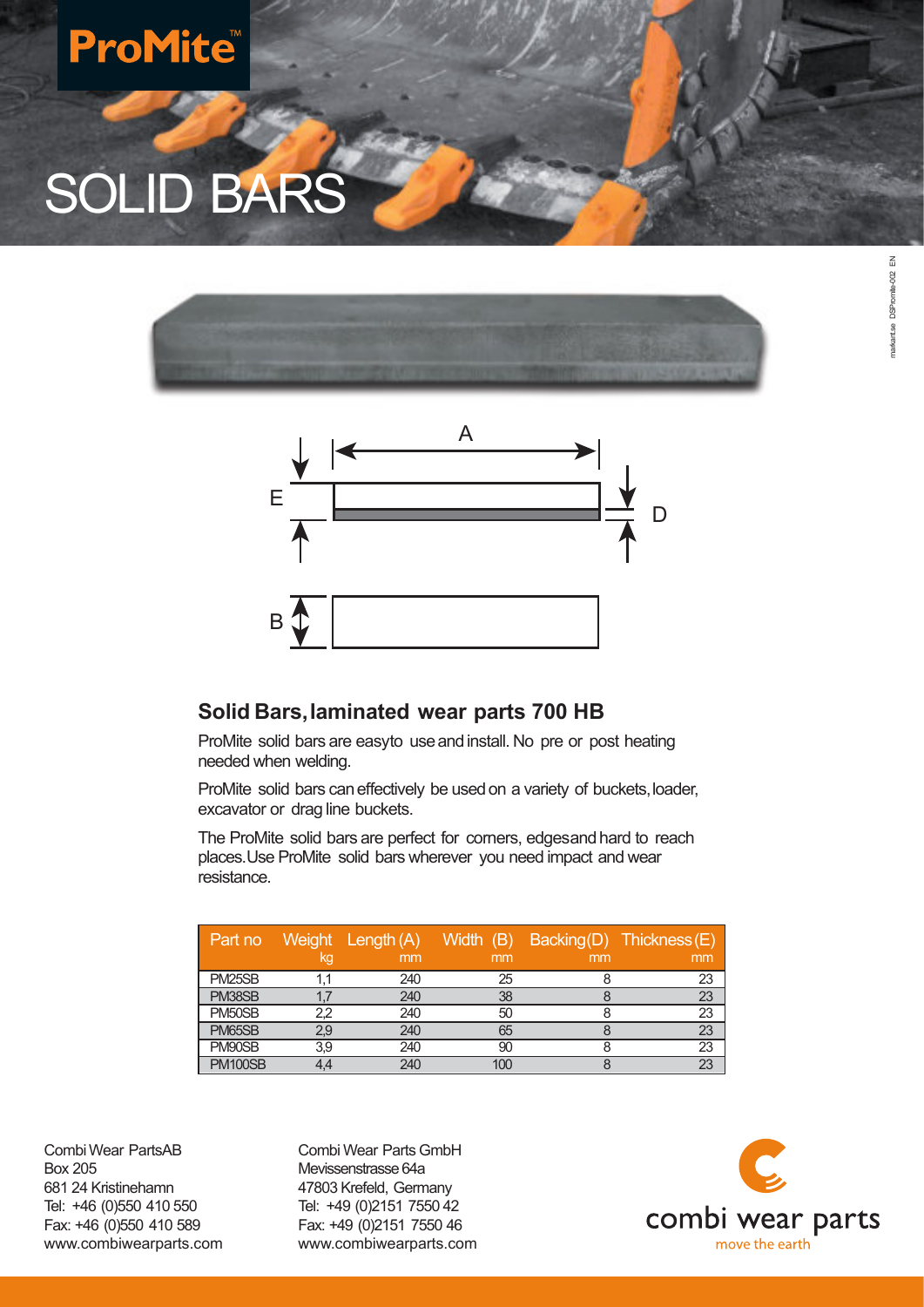# SOLID BARS

## Solid Bars, laminated wear parts 700 HB

ProMite solid bars are easyto use and install. No pre or post heating needed when welding.

ProMite solid bars can effectively be used on a variety of buckets, loader, excavator or drag line buckets.

The ProMite solid bars are perfect for corners, edgesand hard to reach places. Use ProMite solid bars wherever you need impact and wear resistance.

| Part no | Weight kg | Length (A) mm | Width (B) mm | Backing(D) mm | Thickness (E) mm |
|---|---|---|---|---|---|
| PM25SB | 1,1 | 240 | 25 | 8 | 23 |
| PM38SB | 1,7 | 240 | 38 | 8 | 23 |
| PM50SB | 2,2 | 240 | 50 | 8 | 23 |
| PM65SB | 2,9 | 240 | 65 | 8 | 23 |
| PM90SB | 3,9 | 240 | 90 | 8 | 23 |
| PM100SB | 4,4 | 240 | 100 | 8 | 23 |

Combi Wear PartsAB
Box 205
681 24 Kristinehamn
Tel: +46 (0)550 410 550
Fax: +46 (0)550 410 589
www.combiwearparts.com

Combi Wear Parts GmbH
Mevissenstrasse 64a
47803 Krefeld, Germany
Tel: +49 (0)2151 7550 42
Fax: +49 (0)2151 7550 46
www.combiwearparts.com

combi wear parts
move the earth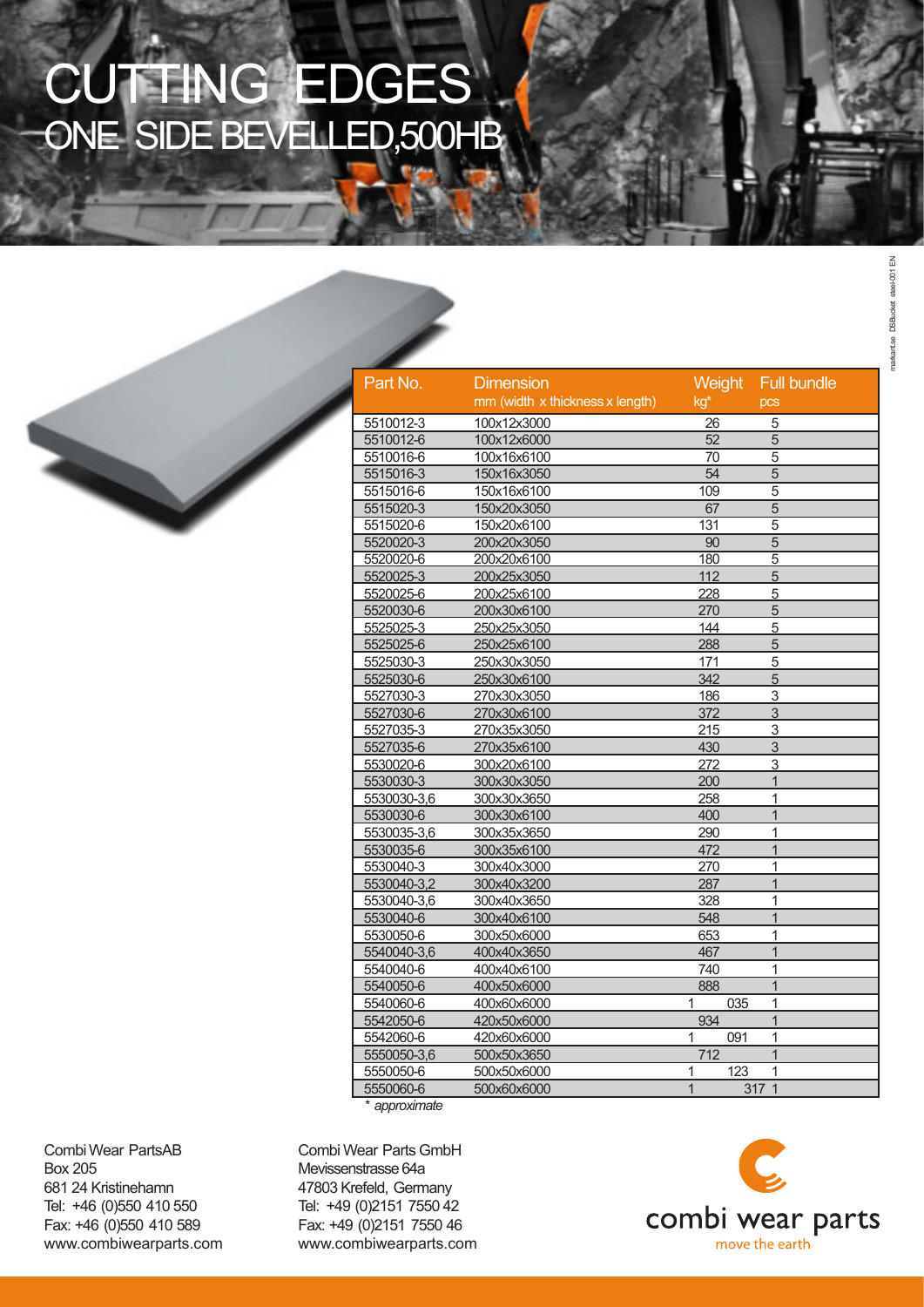# CUTTING EDGES
## ONE SIDE BEVELLED,500HB

| Part No. | Dimension mm (width x thickness x length) | Weight kg* | Full bundle pcs |
|---|---|---|---|
| 5510012-3 | 100x12x3000 | 26 | 5 |
| 5510012-6 | 100x12x6000 | 52 | 5 |
| 5510016-6 | 100x16x6100 | 70 | 5 |
| 5515016-3 | 150x16x3050 | 54 | 5 |
| 5515016-6 | 150x16x6100 | 109 | 5 |
| 5515020-3 | 150x20x3050 | 67 | 5 |
| 5515020-6 | 150x20x6100 | 131 | 5 |
| 5520020-3 | 200x20x3050 | 90 | 5 |
| 5520020-6 | 200x20x6100 | 180 | 5 |
| 5520025-3 | 200x25x3050 | 112 | 5 |
| 5520025-6 | 200x25x6100 | 228 | 5 |
| 5520030-6 | 200x30x6100 | 270 | 5 |
| 5525025-3 | 250x25x3050 | 144 | 5 |
| 5525025-6 | 250x25x6100 | 288 | 5 |
| 5525030-3 | 250x30x3050 | 171 | 5 |
| 5525030-6 | 250x30x6100 | 342 | 5 |
| 5527030-3 | 270x30x3050 | 186 | 3 |
| 5527030-6 | 270x30x6100 | 372 | 3 |
| 5527035-3 | 270x35x3050 | 215 | 3 |
| 5527035-6 | 270x35x6100 | 430 | 3 |
| 5530020-6 | 300x20x6100 | 272 | 3 |
| 5530030-3 | 300x30x3050 | 200 | 1 |
| 5530030-3,6 | 300x30x3650 | 258 | 1 |
| 5530030-6 | 300x30x6100 | 400 | 1 |
| 5530035-3,6 | 300x35x3650 | 290 | 1 |
| 5530035-6 | 300x35x6100 | 472 | 1 |
| 5530040-3 | 300x40x3000 | 270 | 1 |
| 5530040-3,2 | 300x40x3200 | 287 | 1 |
| 5530040-3,6 | 300x40x3650 | 328 | 1 |
| 5530040-6 | 300x40x6100 | 548 | 1 |
| 5530050-6 | 300x50x6000 | 653 | 1 |
| 5540040-3,6 | 400x40x3650 | 467 | 1 |
| 5540040-6 | 400x40x6100 | 740 | 1 |
| 5540050-6 | 400x50x6000 | 888 | 1 |
| 5540060-6 | 400x60x6000 | 1 035 | 1 |
| 5542050-6 | 420x50x6000 | 934 | 1 |
| 5542060-6 | 420x60x6000 | 1 091 | 1 |
| 5550050-3,6 | 500x50x3650 | 712 | 1 |
| 5550050-6 | 500x50x6000 | 1 123 | 1 |
| 5550060-6 | 500x60x6000 | 1 317 | 1 |

*\* approximate*

Combi Wear Parts AB
Box 205
681 24 Kristinehamn
Tel: +46 (0)550 410 550
Fax: +46 (0)550 410 589
www.combiwearparts.com

Combi Wear Parts GmbH
Mevissenstrasse 64a
47803 Krefeld, Germany
Tel: +49 (0)2151 7550 42
Fax: +49 (0)2151 7550 46
www.combiwearparts.com

combi wear parts
move the earth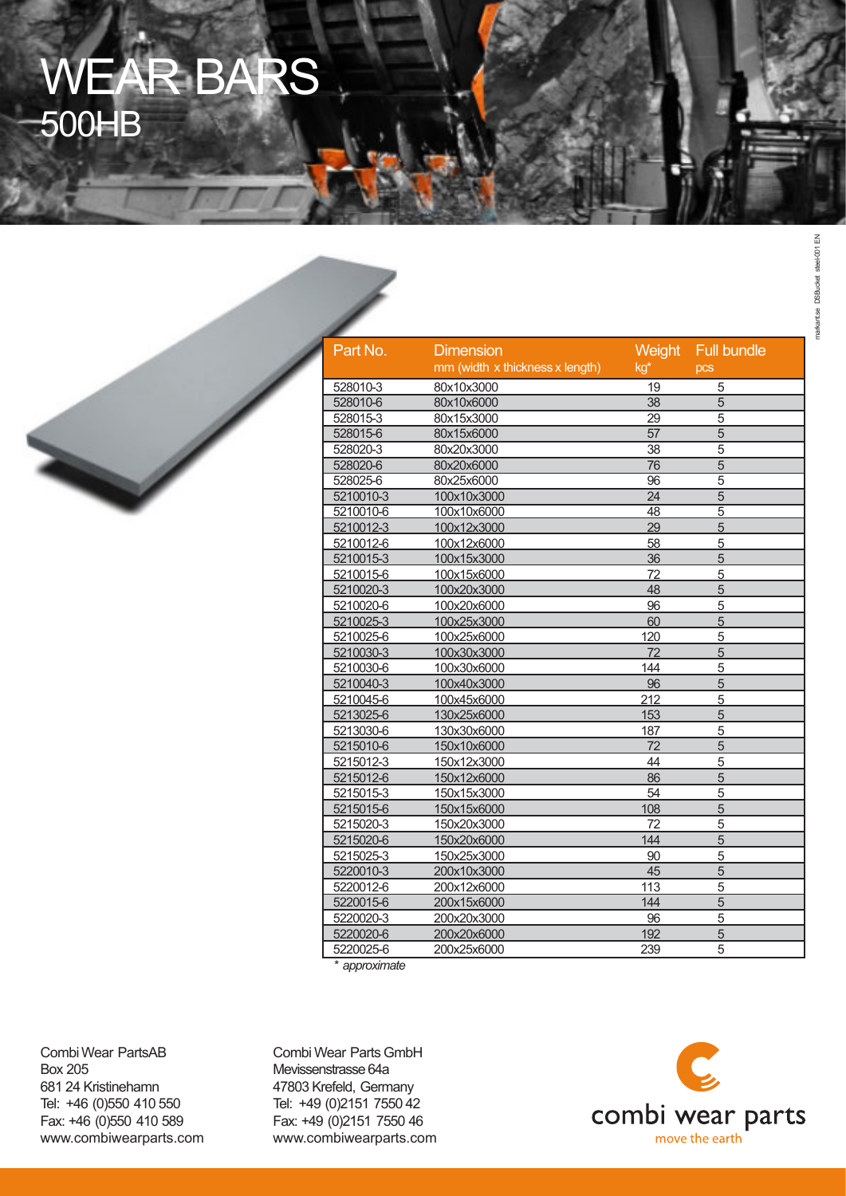# WEAR BARS

## 500HB

| Part No. | Dimension mm (width x thickness x length) | Weight kg* | Full bundle pcs |
|---|---|---|---|
| 528010-3 | 80x10x3000 | 19 | 5 |
| 528010-6 | 80x10x6000 | 38 | 5 |
| 528015-3 | 80x15x3000 | 29 | 5 |
| 528015-6 | 80x15x6000 | 57 | 5 |
| 528020-3 | 80x20x3000 | 38 | 5 |
| 528020-6 | 80x20x6000 | 76 | 5 |
| 528025-6 | 80x25x6000 | 96 | 5 |
| 5210010-3 | 100x10x3000 | 24 | 5 |
| 5210010-6 | 100x10x6000 | 48 | 5 |
| 5210012-3 | 100x12x3000 | 29 | 5 |
| 5210012-6 | 100x12x6000 | 58 | 5 |
| 5210015-3 | 100x15x3000 | 36 | 5 |
| 5210015-6 | 100x15x6000 | 72 | 5 |
| 5210020-3 | 100x20x3000 | 48 | 5 |
| 5210020-6 | 100x20x6000 | 96 | 5 |
| 5210025-3 | 100x25x3000 | 60 | 5 |
| 5210025-6 | 100x25x6000 | 120 | 5 |
| 5210030-3 | 100x30x3000 | 72 | 5 |
| 5210030-6 | 100x30x6000 | 144 | 5 |
| 5210040-3 | 100x40x3000 | 96 | 5 |
| 5210045-6 | 100x45x6000 | 212 | 5 |
| 5213025-6 | 130x25x6000 | 153 | 5 |
| 5213030-6 | 130x30x6000 | 187 | 5 |
| 5215010-6 | 150x10x6000 | 72 | 5 |
| 5215012-3 | 150x12x3000 | 44 | 5 |
| 5215012-6 | 150x12x6000 | 86 | 5 |
| 5215015-3 | 150x15x3000 | 54 | 5 |
| 5215015-6 | 150x15x6000 | 108 | 5 |
| 5215020-3 | 150x20x3000 | 72 | 5 |
| 5215020-6 | 150x20x6000 | 144 | 5 |
| 5215025-3 | 150x25x3000 | 90 | 5 |
| 5220010-3 | 200x10x3000 | 45 | 5 |
| 5220012-6 | 200x12x6000 | 113 | 5 |
| 5220015-6 | 200x15x6000 | 144 | 5 |
| 5220020-3 | 200x20x3000 | 96 | 5 |
| 5220020-6 | 200x20x6000 | 192 | 5 |
| 5220025-6 | 200x25x6000 | 239 | 5 |

*\* approximate*

Combi Wear PartsAB
Box 205
681 24 Kristinehamn
Tel: +46 (0)550 410 550
Fax: +46 (0)550 410 589
www.combiwearparts.com

Combi Wear Parts GmbH
Mevissenstrasse 64a
47803 Krefeld, Germany
Tel: +49 (0)2151 7550 42
Fax: +49 (0)2151 7550 46
www.combiwearparts.com

combi wear parts
move the earth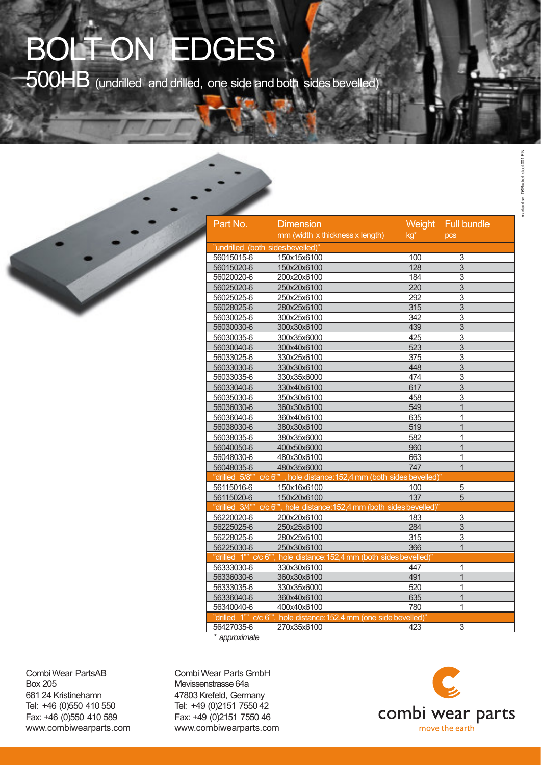# BOLT ON EDGES

## 500HB (undrilled and drilled, one side and both sides bevelled)

| Part No. | Dimension mm (width x thickness x length) | Weight kg* | Full bundle pcs |
|---|---|---|---|
| "undrilled (both sides bevelled)" | | | |
| 56015015-6 | 150x15x6100 | 100 | 3 |
| 56015020-6 | 150x20x6100 | 128 | 3 |
| 56020020-6 | 200x20x6100 | 184 | 3 |
| 56025020-6 | 250x20x6100 | 220 | 3 |
| 56025025-6 | 250x25x6100 | 292 | 3 |
| 56028025-6 | 280x25x6100 | 315 | 3 |
| 56030025-6 | 300x25x6100 | 342 | 3 |
| 56030030-6 | 300x30x6100 | 439 | 3 |
| 56030035-6 | 300x35x6000 | 425 | 3 |
| 56030040-6 | 300x40x6100 | 523 | 3 |
| 56033025-6 | 330x25x6100 | 375 | 3 |
| 56033030-6 | 330x30x6100 | 448 | 3 |
| 56033035-6 | 330x35x6000 | 474 | 3 |
| 56033040-6 | 330x40x6100 | 617 | 3 |
| 56035030-6 | 350x30x6100 | 458 | 3 |
| 56036030-6 | 360x30x6100 | 549 | 1 |
| 56036040-6 | 360x40x6100 | 635 | 1 |
| 56038030-6 | 380x30x6100 | 519 | 1 |
| 56038035-6 | 380x35x6000 | 582 | 1 |
| 56040050-6 | 400x50x6000 | 960 | 1 |
| 56048030-6 | 480x30x6100 | 663 | 1 |
| 56048035-6 | 480x35x6000 | 747 | 1 |
| "drilled 5/8"" c/c 6"" , hole distance:152,4 mm (both sides bevelled)" | | | |
| 56115016-6 | 150x16x6100 | 100 | 5 |
| 56115020-6 | 150x20x6100 | 137 | 5 |
| "drilled 3/4"" c/c 6"", hole distance:152,4 mm (both sides bevelled)" | | | |
| 56220020-6 | 200x20x6100 | 183 | 3 |
| 56225025-6 | 250x25x6100 | 284 | 3 |
| 56228025-6 | 280x25x6100 | 315 | 3 |
| 56225030-6 | 250x30x6100 | 366 | 1 |
| "drilled 1"" c/c 6"", hole distance:152,4 mm (both sides bevelled)" | | | |
| 56333030-6 | 330x30x6100 | 447 | 1 |
| 56336030-6 | 360x30x6100 | 491 | 1 |
| 56333035-6 | 330x35x6000 | 520 | 1 |
| 56336040-6 | 360x40x6100 | 635 | 1 |
| 56340040-6 | 400x40x6100 | 780 | 1 |
| "drilled 1"" c/c 6"", hole distance:152,4 mm (one side bevelled)" | | | |
| 56427035-6 | 270x35x6100 | 423 | 3 |

*\* approximate*

Combi Wear Parts AB
Box 205
681 24 Kristinehamn
Tel: +46 (0)550 410 550
Fax: +46 (0)550 410 589
www.combiwearparts.com

Combi Wear Parts GmbH
Mevissenstrasse 64a
47803 Krefeld, Germany
Tel: +49 (0)2151 7550 42
Fax: +49 (0)2151 7550 46
www.combiwearparts.com

combi wear parts
move the earth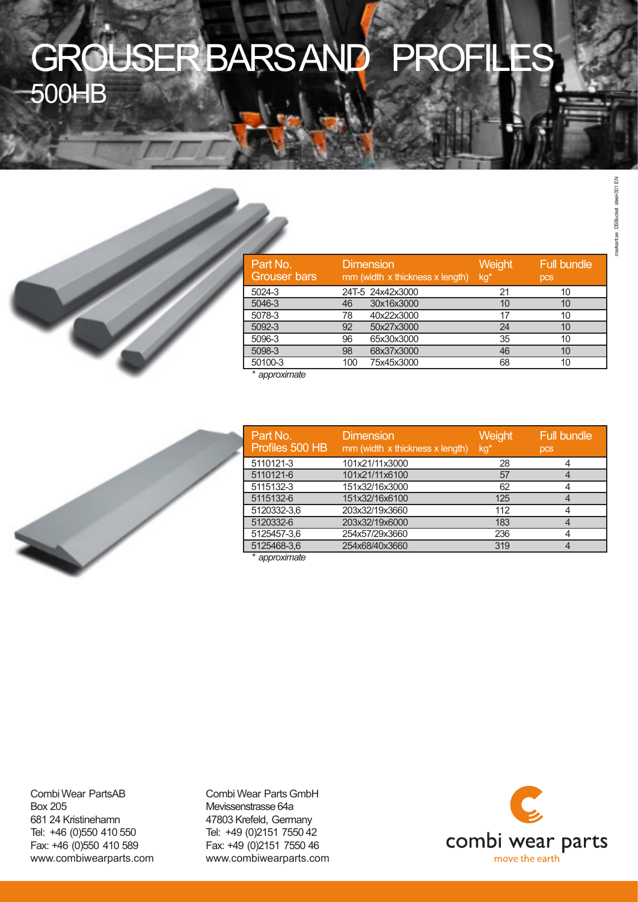# GROUSER BARS AND PROFILES
## 500HB

| Part No. Grouser bars | Dimension mm (width x thickness x length) | Weight kg* | Full bundle pcs |
|---|---|---|---|
| 5024-3 | 24T-5 24x42x3000 | 21 | 10 |
| 5046-3 | 46 30x16x3000 | 10 | 10 |
| 5078-3 | 78 40x22x3000 | 17 | 10 |
| 5092-3 | 92 50x27x3000 | 24 | 10 |
| 5096-3 | 96 65x30x3000 | 35 | 10 |
| 5098-3 | 98 68x37x3000 | 46 | 10 |
| 50100-3 | 100 75x45x3000 | 68 | 10 |

*\* approximate*

| Part No. Profiles 500 HB | Dimension mm (width x thickness x length) | Weight kg* | Full bundle pcs |
|---|---|---|---|
| 5110121-3 | 101x21/11x3000 | 28 | 4 |
| 5110121-6 | 101x21/11x6100 | 57 | 4 |
| 5115132-3 | 151x32/16x3000 | 62 | 4 |
| 5115132-6 | 151x32/16x6100 | 125 | 4 |
| 5120332-3,6 | 203x32/19x3660 | 112 | 4 |
| 5120332-6 | 203x32/19x6000 | 183 | 4 |
| 5125457-3,6 | 254x57/29x3660 | 236 | 4 |
| 5125468-3,6 | 254x68/40x3660 | 319 | 4 |

*\* approximate*

Combi Wear PartsAB
Box 205
681 24 Kristinehamn
Tel: +46 (0)550 410 550
Fax: +46 (0)550 410 589
www.combiwearparts.com

Combi Wear Parts GmbH
Mevissenstrasse 64a
47803 Krefeld, Germany
Tel: +49 (0)2151 7550 42
Fax: +49 (0)2151 7550 46
www.combiwearparts.com

combi wear parts
move the earth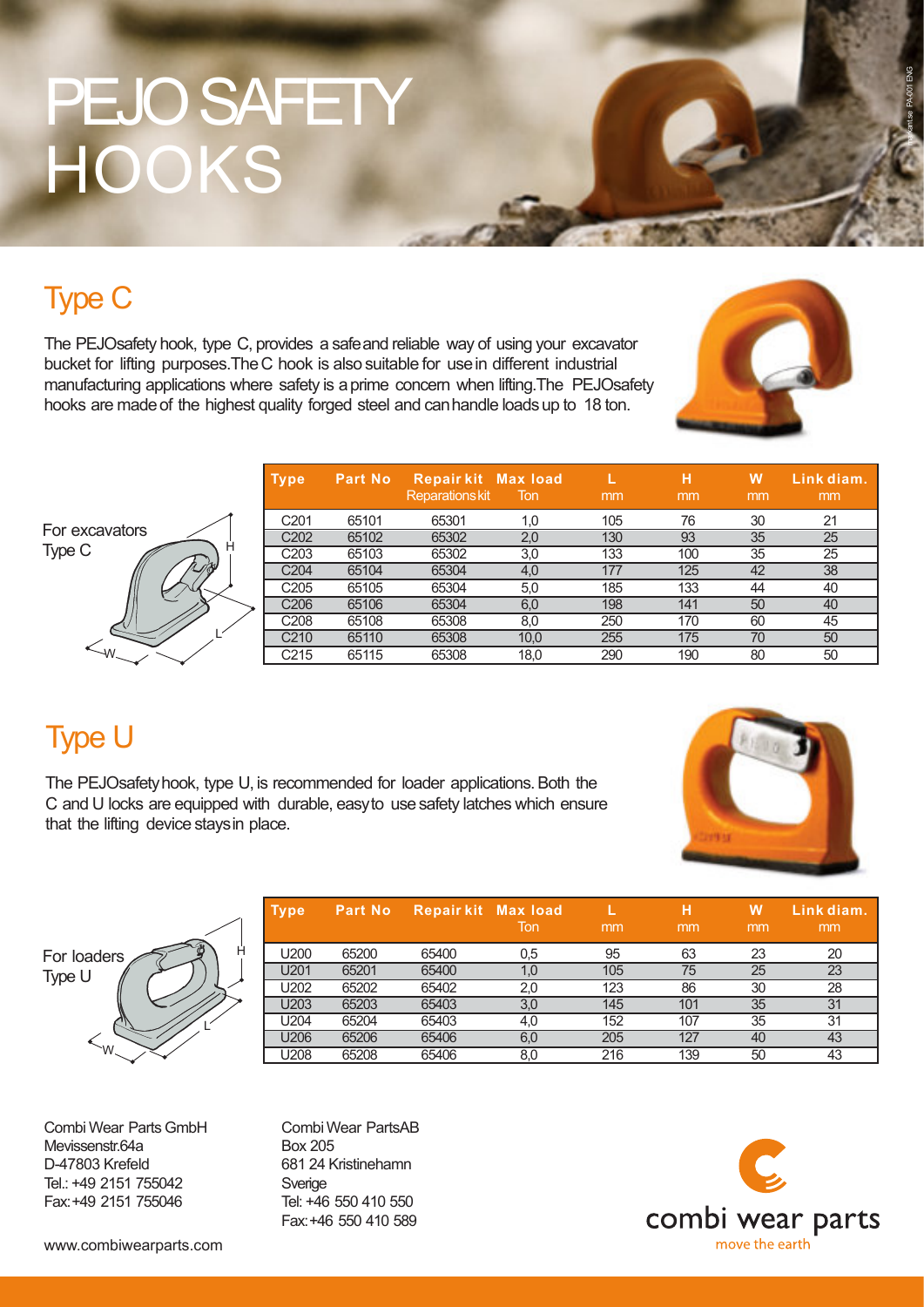# PEJO SAFETY HOOKS

## Type C

The PEJOsafety hook, type C, provides a safe and reliable way of using your excavator bucket for lifting purposes. The C hook is also suitable for use in different industrial manufacturing applications where safety is a prime concern when lifting. The PEJOsafety hooks are made of the highest quality forged steel and can handle loads up to 18 ton.

For excavators
Type C

| Type | Part No | Repair kit Reparationskit | Max load Ton | L mm | H mm | W mm | Link diam. mm |
|---|---|---|---|---|---|---|---|
| C201 | 65101 | 65301 | 1,0 | 105 | 76 | 30 | 21 |
| C202 | 65102 | 65302 | 2,0 | 130 | 93 | 35 | 25 |
| C203 | 65103 | 65302 | 3,0 | 133 | 100 | 35 | 25 |
| C204 | 65104 | 65304 | 4,0 | 177 | 125 | 42 | 38 |
| C205 | 65105 | 65304 | 5,0 | 185 | 133 | 44 | 40 |
| C206 | 65106 | 65304 | 6,0 | 198 | 141 | 50 | 40 |
| C208 | 65108 | 65308 | 8,0 | 250 | 170 | 60 | 45 |
| C210 | 65110 | 65308 | 10,0 | 255 | 175 | 70 | 50 |
| C215 | 65115 | 65308 | 18,0 | 290 | 190 | 80 | 50 |

## Type U

The PEJOsafety hook, type U, is recommended for loader applications. Both the C and U locks are equipped with durable, easy to use safety latches which ensure that the lifting device stays in place.

For loaders
Type U

| Type | Part No | Repair kit | Max load Ton | L mm | H mm | W mm | Link diam. mm |
|---|---|---|---|---|---|---|---|
| U200 | 65200 | 65400 | 0,5 | 95 | 63 | 23 | 20 |
| U201 | 65201 | 65400 | 1,0 | 105 | 75 | 25 | 23 |
| U202 | 65202 | 65402 | 2,0 | 123 | 86 | 30 | 28 |
| U203 | 65203 | 65403 | 3,0 | 145 | 101 | 35 | 31 |
| U204 | 65204 | 65403 | 4,0 | 152 | 107 | 35 | 31 |
| U206 | 65206 | 65406 | 6,0 | 205 | 127 | 40 | 43 |
| U208 | 65208 | 65406 | 8,0 | 216 | 139 | 50 | 43 |

Combi Wear Parts GmbH
Mevissenstr.64a
D-47803 Krefeld
Tel.: +49 2151 755042
Fax: +49 2151 755046

Combi Wear Parts AB
Box 205
681 24 Kristinehamn
Sverige
Tel: +46 550 410 550
Fax: +46 550 410 589

combi wear parts
move the earth

www.combiwearparts.com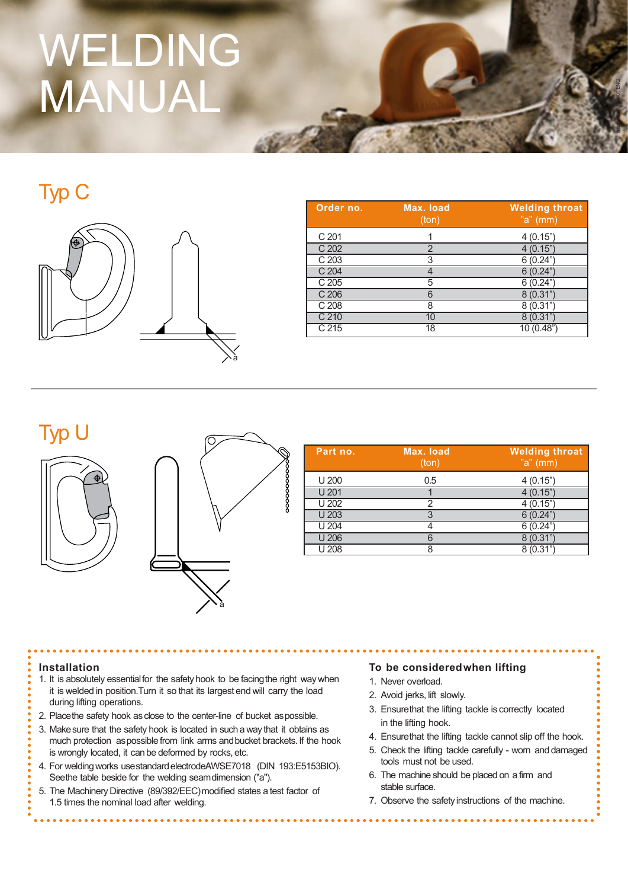# WELDING MANUAL

## Typ C

a

| Order no. | Max. load (ton) | Welding throat "a" (mm) |
|---|---|---|
| C 201 | 1 | 4 (0.15") |
| C 202 | 2 | 4 (0.15") |
| C 203 | 3 | 6 (0.24") |
| C 204 | 4 | 6 (0.24") |
| C 205 | 5 | 6 (0.24") |
| C 206 | 6 | 8 (0.31") |
| C 208 | 8 | 8 (0.31") |
| C 210 | 10 | 8 (0.31") |
| C 215 | 18 | 10 (0.48") |

## Typ U

a

| Part no. | Max. load (ton) | Welding throat "a" (mm) |
|---|---|---|
| U 200 | 0.5 | 4 (0.15") |
| U 201 | 1 | 4 (0.15") |
| U 202 | 2 | 4 (0.15") |
| U 203 | 3 | 6 (0.24") |
| U 204 | 4 | 6 (0.24") |
| U 206 | 6 | 8 (0.31") |
| U 208 | 8 | 8 (0.31") |

### Installation

1. It is absolutely essential for the safety hook to be facing the right way when it is welded in position. Turn it so that its largest end will carry the load during lifting operations.
2. Place the safety hook as close to the center-line of bucket as possible.
3. Make sure that the safety hook is located in such a way that it obtains as much protection as possible from link arms and bucket brackets. If the hook is wrongly located, it can be deformed by rocks, etc.
4. For welding works use standard electrode AWSE7018 (DIN 193:E5153BIO). See the table beside for the welding seam dimension ("a").
5. The Machinery Directive (89/392/EEC) modified states a test factor of 1.5 times the nominal load after welding.

### To be considered when lifting

1. Never overload.
2. Avoid jerks, lift slowly.
3. Ensure that the lifting tackle is correctly located in the lifting hook.
4. Ensure that the lifting tackle cannot slip off the hook.
5. Check the lifting tackle carefully - worn and damaged tools must not be used.
6. The machine should be placed on a firm and stable surface.
7. Observe the safety instructions of the machine.